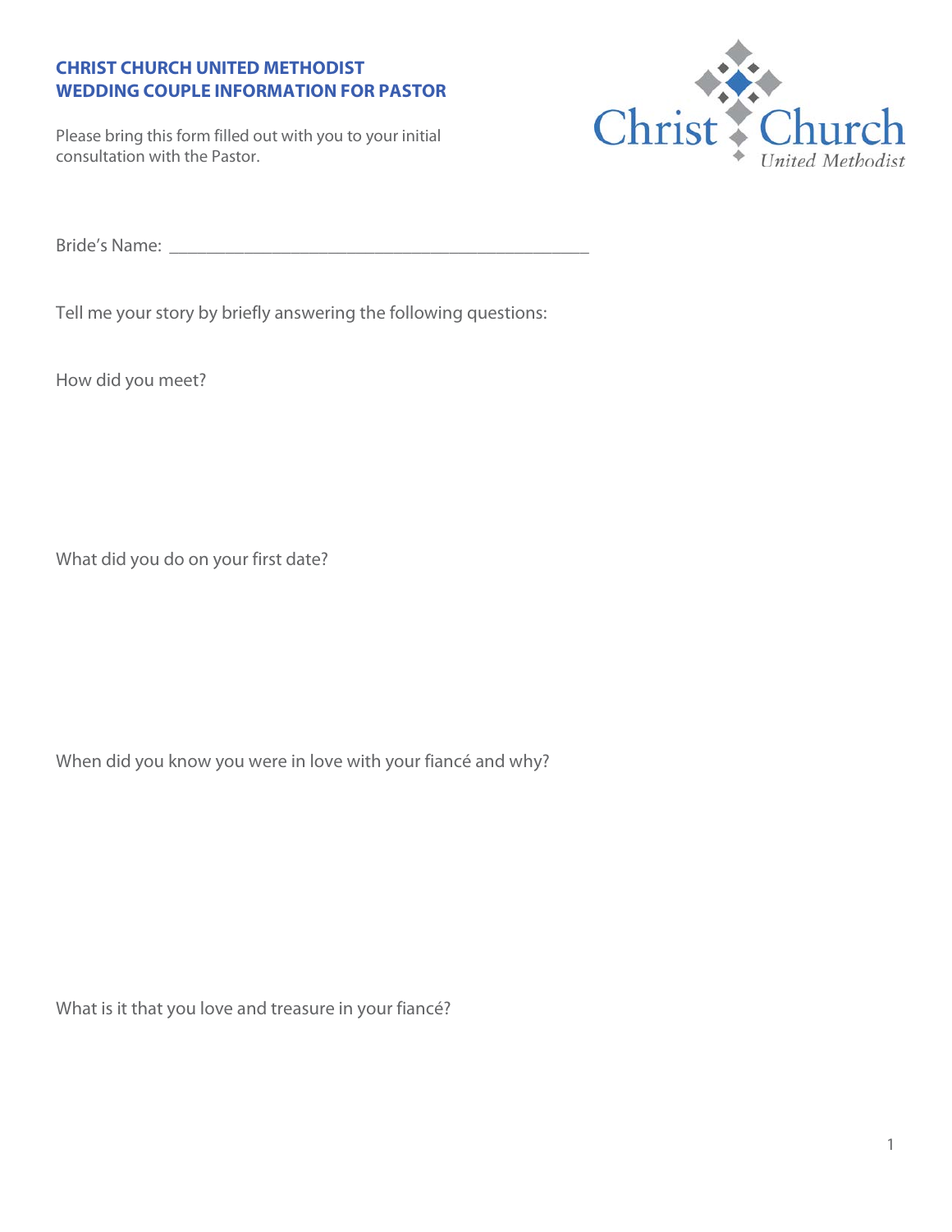**CHRIST CHURCH UNITED METHODIST**
**WEDDING COUPLE INFORMATION FOR PASTOR**

Please bring this form filled out with you to your initial consultation with the Pastor.

Bride's Name: ______________________________________________

Tell me your story by briefly answering the following questions:

How did you meet?

What did you do on your first date?

When did you know you were in love with your fiancé and why?

What is it that you love and treasure in your fiancé?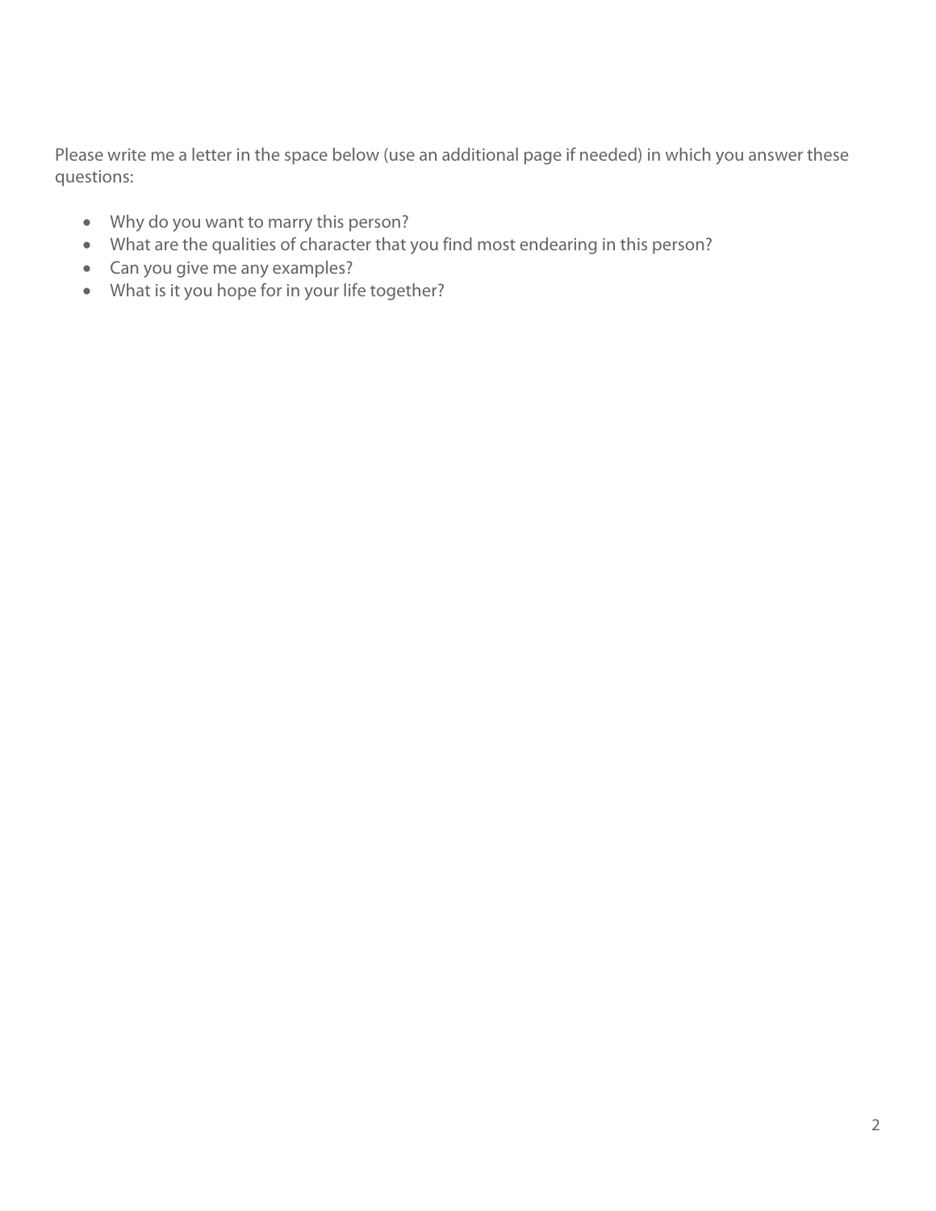Please write me a letter in the space below (use an additional page if needed) in which you answer these questions:

- Why do you want to marry this person?
- What are the qualities of character that you find most endearing in this person?
- Can you give me any examples?
- What is it you hope for in your life together?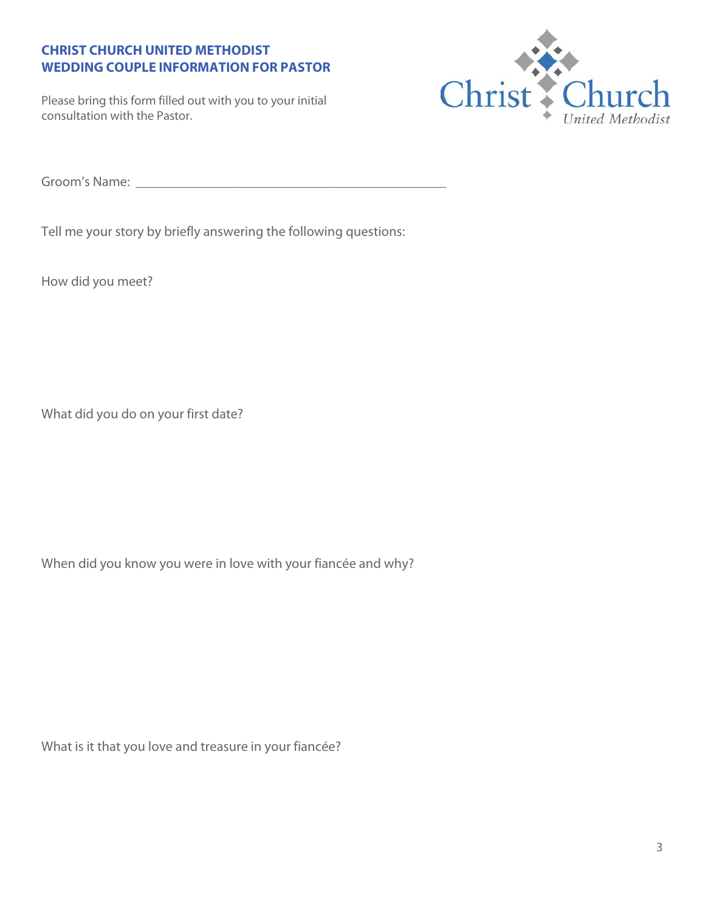**CHRIST CHURCH UNITED METHODIST**
**WEDDING COUPLE INFORMATION FOR PASTOR**

Please bring this form filled out with you to your initial consultation with the Pastor.

Christ Church United Methodist

Groom's Name: _______________________________________________

Tell me your story by briefly answering the following questions:

How did you meet?

What did you do on your first date?

When did you know you were in love with your fiancée and why?

What is it that you love and treasure in your fiancée?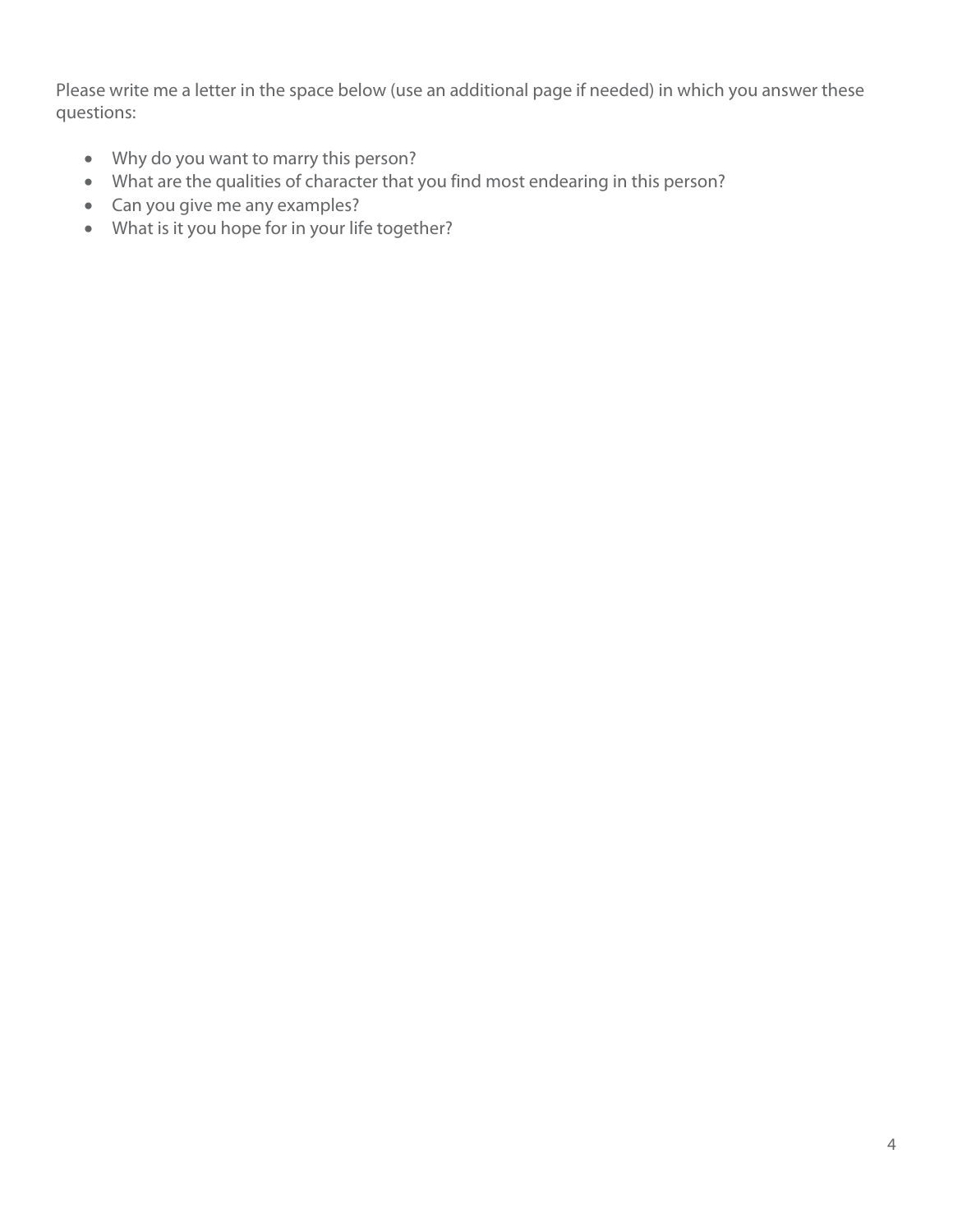Please write me a letter in the space below (use an additional page if needed) in which you answer these questions:

- Why do you want to marry this person?
- What are the qualities of character that you find most endearing in this person?
- Can you give me any examples?
- What is it you hope for in your life together?